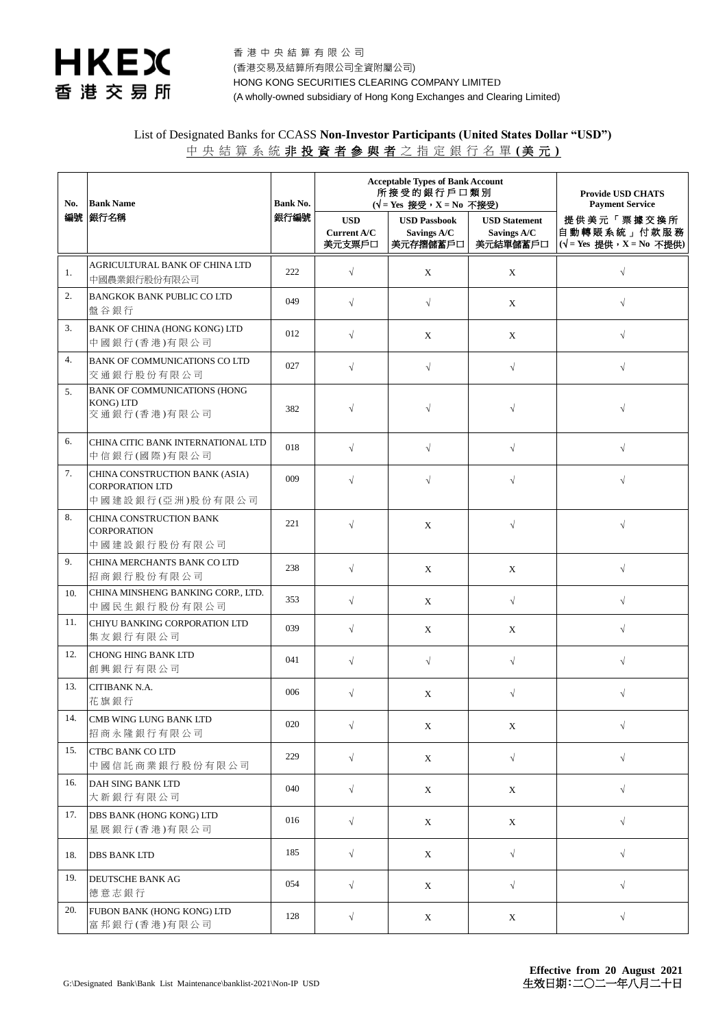香港中央結算有限公司
(香港交易及結算所有限公司全資附屬公司)
HONG KONG SECURITIES CLEARING COMPANY LIMITED
(A wholly-owned subsidiary of Hong Kong Exchanges and Clearing Limited)

## List of Designated Banks for CCASS **Non-Investor Participants (United States Dollar "USD")**

## 中央結算系統**非投資者參與者**之指定銀行名單**(美元)**

| No. 編號 | Bank Name 銀行名稱 | Bank No. 銀行編號 | Acceptable Types of Bank Account 所接受的銀行戶口類別 (√ = Yes 接受，X = No 不接受) | | | Provide USD CHATS Payment Service 提供美元「票據交換所自動轉賬系統」付款服務 (√ = Yes 提供，X = No 不提供) |
|---|---|---|---|---|---|---|
| | | | USD Current A/C 美元支票戶口 | USD Passbook Savings A/C 美元存摺儲蓄戶口 | USD Statement Savings A/C 美元結單儲蓄戶口 | |
| 1. | AGRICULTURAL BANK OF CHINA LTD 中國農業銀行股份有限公司 | 222 | √ | X | X | √ |
| 2. | BANGKOK BANK PUBLIC CO LTD 盤谷銀行 | 049 | √ | √ | X | √ |
| 3. | BANK OF CHINA (HONG KONG) LTD 中國銀行(香港)有限公司 | 012 | √ | X | X | √ |
| 4. | BANK OF COMMUNICATIONS CO LTD 交通銀行股份有限公司 | 027 | √ | √ | √ | √ |
| 5. | BANK OF COMMUNICATIONS (HONG KONG) LTD 交通銀行(香港)有限公司 | 382 | √ | √ | √ | √ |
| 6. | CHINA CITIC BANK INTERNATIONAL LTD 中信銀行(國際)有限公司 | 018 | √ | √ | √ | √ |
| 7. | CHINA CONSTRUCTION BANK (ASIA) CORPORATION LTD 中國建設銀行(亞洲)股份有限公司 | 009 | √ | √ | √ | √ |
| 8. | CHINA CONSTRUCTION BANK CORPORATION 中國建設銀行股份有限公司 | 221 | √ | X | √ | √ |
| 9. | CHINA MERCHANTS BANK CO LTD 招商銀行股份有限公司 | 238 | √ | X | X | √ |
| 10. | CHINA MINSHENG BANKING CORP., LTD. 中國民生銀行股份有限公司 | 353 | √ | X | √ | √ |
| 11. | CHIYU BANKING CORPORATION LTD 集友銀行有限公司 | 039 | √ | X | X | √ |
| 12. | CHONG HING BANK LTD 創興銀行有限公司 | 041 | √ | √ | √ | √ |
| 13. | CITIBANK N.A. 花旗銀行 | 006 | √ | X | √ | √ |
| 14. | CMB WING LUNG BANK LTD 招商永隆銀行有限公司 | 020 | √ | X | X | √ |
| 15. | CTBC BANK CO LTD 中國信託商業銀行股份有限公司 | 229 | √ | X | √ | √ |
| 16. | DAH SING BANK LTD 大新銀行有限公司 | 040 | √ | X | X | √ |
| 17. | DBS BANK (HONG KONG) LTD 星展銀行(香港)有限公司 | 016 | √ | X | X | √ |
| 18. | DBS BANK LTD | 185 | √ | X | √ | √ |
| 19. | DEUTSCHE BANK AG 德意志銀行 | 054 | √ | X | √ | √ |
| 20. | FUBON BANK (HONG KONG) LTD 富邦銀行(香港)有限公司 | 128 | √ | X | X | √ |

G:\Designated Bank\Bank List Maintenance\banklist-2021\Non-IP USD

**Effective from 20 August 2021**
**生效日期：二〇二一年八月二十日**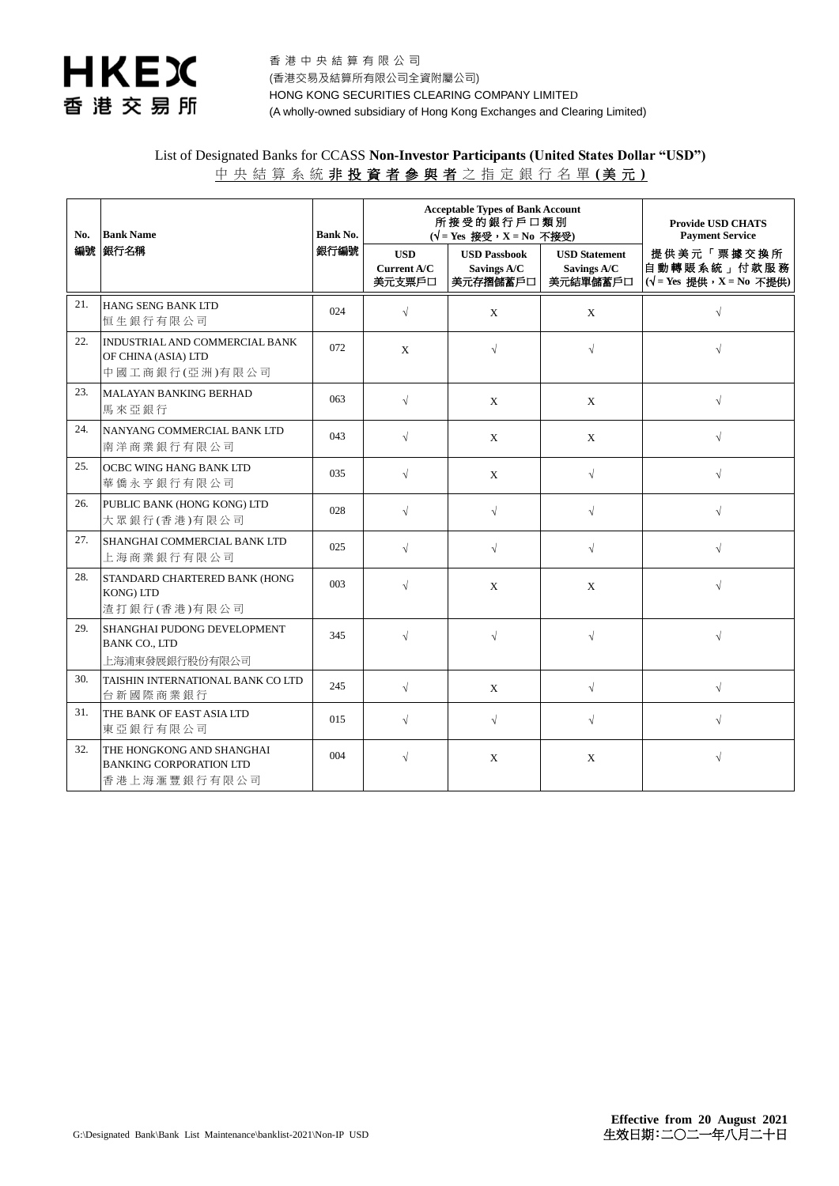香港中央結算有限公司
(香港交易及結算所有限公司全資附屬公司)
HONG KONG SECURITIES CLEARING COMPANY LIMITED
(A wholly-owned subsidiary of Hong Kong Exchanges and Clearing Limited)

## List of Designated Banks for CCASS **Non-Investor Participants (United States Dollar "USD")**

## 中央結算系統**非投資者參與者**之指定銀行名單(**美元**)

| No. 編號 | Bank Name 銀行名稱 | Bank No. 銀行編號 | Acceptable Types of Bank Account 所接受的銀行戶口類別 (√ = Yes 接受，X = No 不接受) | | | Provide USD CHATS Payment Service 提供美元「票據交換所自動轉賬系統」付款服務 (√ = Yes 提供，X = No 不提供) |
|---|---|---|---|---|---|---|
| | | | USD Current A/C 美元支票戶口 | USD Passbook Savings A/C 美元存摺儲蓄戶口 | USD Statement Savings A/C 美元結單儲蓄戶口 | |
| 21. | HANG SENG BANK LTD 恒生銀行有限公司 | 024 | √ | X | X | √ |
| 22. | INDUSTRIAL AND COMMERCIAL BANK OF CHINA (ASIA) LTD 中國工商銀行(亞洲)有限公司 | 072 | X | √ | √ | √ |
| 23. | MALAYAN BANKING BERHAD 馬來亞銀行 | 063 | √ | X | X | √ |
| 24. | NANYANG COMMERCIAL BANK LTD 南洋商業銀行有限公司 | 043 | √ | X | X | √ |
| 25. | OCBC WING HANG BANK LTD 華僑永亨銀行有限公司 | 035 | √ | X | √ | √ |
| 26. | PUBLIC BANK (HONG KONG) LTD 大眾銀行(香港)有限公司 | 028 | √ | √ | √ | √ |
| 27. | SHANGHAI COMMERCIAL BANK LTD 上海商業銀行有限公司 | 025 | √ | √ | √ | √ |
| 28. | STANDARD CHARTERED BANK (HONG KONG) LTD 渣打銀行(香港)有限公司 | 003 | √ | X | X | √ |
| 29. | SHANGHAI PUDONG DEVELOPMENT BANK CO., LTD 上海浦東發展銀行股份有限公司 | 345 | √ | √ | √ | √ |
| 30. | TAISHIN INTERNATIONAL BANK CO LTD 台新國際商業銀行 | 245 | √ | X | √ | √ |
| 31. | THE BANK OF EAST ASIA LTD 東亞銀行有限公司 | 015 | √ | √ | √ | √ |
| 32. | THE HONGKONG AND SHANGHAI BANKING CORPORATION LTD 香港上海滙豐銀行有限公司 | 004 | √ | X | X | √ |

G:\Designated Bank\Bank List Maintenance\banklist-2021\Non-IP USD

**Effective from 20 August 2021**
生效日期：二〇二一年八月二十日